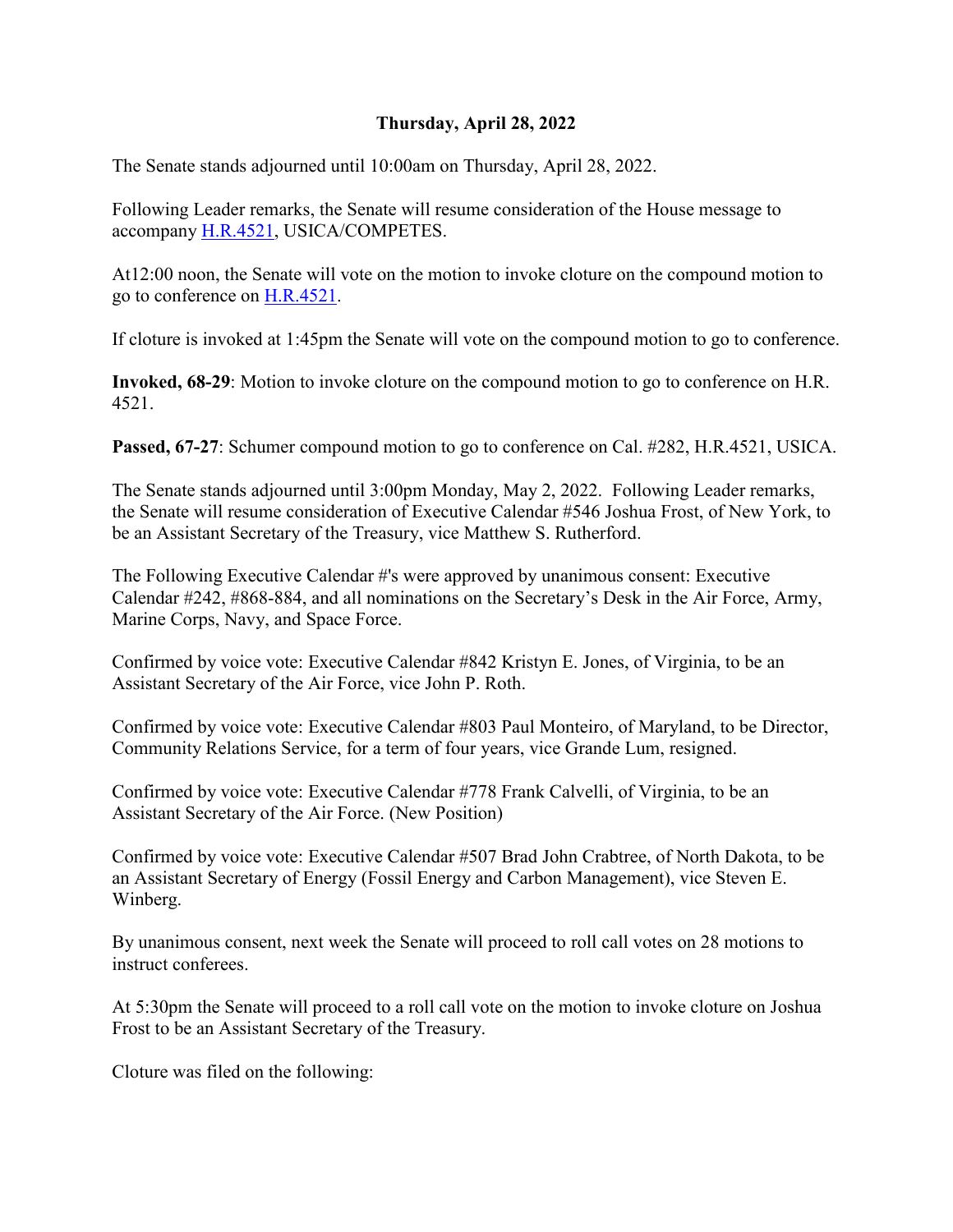**Thursday, April 28, 2022**

The Senate stands adjourned until 10:00am on Thursday, April 28, 2022.

Following Leader remarks, the Senate will resume consideration of the House message to accompany [H.R.4521](), USICA/COMPETES.

At12:00 noon, the Senate will vote on the motion to invoke cloture on the compound motion to go to conference on [H.R.4521]().

If cloture is invoked at 1:45pm the Senate will vote on the compound motion to go to conference.

**Invoked, 68-29**: Motion to invoke cloture on the compound motion to go to conference on H.R. 4521.

**Passed, 67-27**: Schumer compound motion to go to conference on Cal. #282, H.R.4521, USICA.

The Senate stands adjourned until 3:00pm Monday, May 2, 2022. Following Leader remarks, the Senate will resume consideration of Executive Calendar #546 Joshua Frost, of New York, to be an Assistant Secretary of the Treasury, vice Matthew S. Rutherford.

The Following Executive Calendar #'s were approved by unanimous consent: Executive Calendar #242, #868-884, and all nominations on the Secretary's Desk in the Air Force, Army, Marine Corps, Navy, and Space Force.

Confirmed by voice vote: Executive Calendar #842 Kristyn E. Jones, of Virginia, to be an Assistant Secretary of the Air Force, vice John P. Roth.

Confirmed by voice vote: Executive Calendar #803 Paul Monteiro, of Maryland, to be Director, Community Relations Service, for a term of four years, vice Grande Lum, resigned.

Confirmed by voice vote: Executive Calendar #778 Frank Calvelli, of Virginia, to be an Assistant Secretary of the Air Force. (New Position)

Confirmed by voice vote: Executive Calendar #507 Brad John Crabtree, of North Dakota, to be an Assistant Secretary of Energy (Fossil Energy and Carbon Management), vice Steven E. Winberg.

By unanimous consent, next week the Senate will proceed to roll call votes on 28 motions to instruct conferees.

At 5:30pm the Senate will proceed to a roll call vote on the motion to invoke cloture on Joshua Frost to be an Assistant Secretary of the Treasury.

Cloture was filed on the following: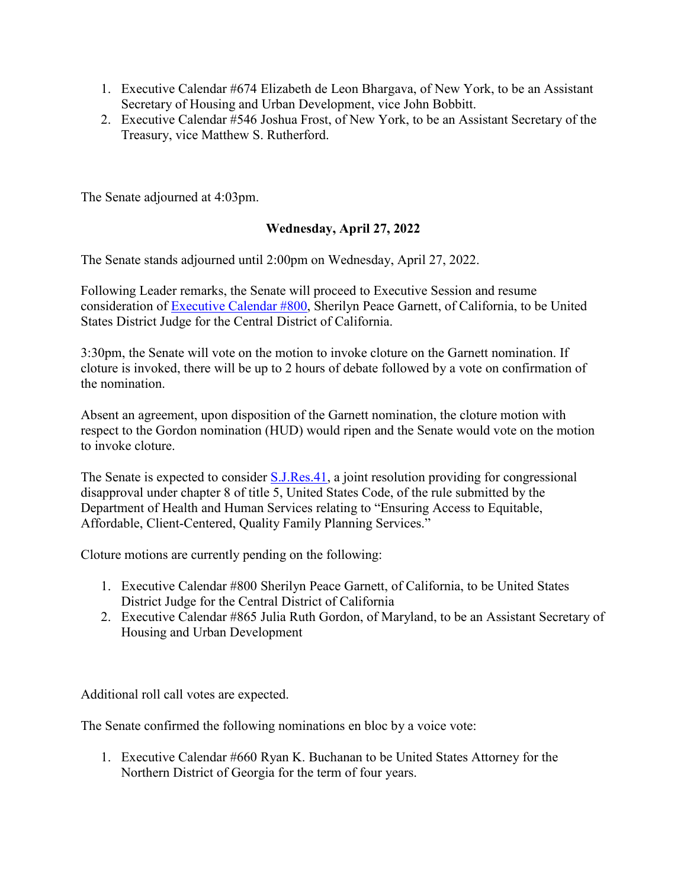1. Executive Calendar #674 Elizabeth de Leon Bhargava, of New York, to be an Assistant Secretary of Housing and Urban Development, vice John Bobbitt.
2. Executive Calendar #546 Joshua Frost, of New York, to be an Assistant Secretary of the Treasury, vice Matthew S. Rutherford.

The Senate adjourned at 4:03pm.

## Wednesday, April 27, 2022

The Senate stands adjourned until 2:00pm on Wednesday, April 27, 2022.

Following Leader remarks, the Senate will proceed to Executive Session and resume consideration of Executive Calendar #800, Sherilyn Peace Garnett, of California, to be United States District Judge for the Central District of California.

3:30pm, the Senate will vote on the motion to invoke cloture on the Garnett nomination. If cloture is invoked, there will be up to 2 hours of debate followed by a vote on confirmation of the nomination.

Absent an agreement, upon disposition of the Garnett nomination, the cloture motion with respect to the Gordon nomination (HUD) would ripen and the Senate would vote on the motion to invoke cloture.

The Senate is expected to consider S.J.Res.41, a joint resolution providing for congressional disapproval under chapter 8 of title 5, United States Code, of the rule submitted by the Department of Health and Human Services relating to "Ensuring Access to Equitable, Affordable, Client-Centered, Quality Family Planning Services."

Cloture motions are currently pending on the following:

1. Executive Calendar #800 Sherilyn Peace Garnett, of California, to be United States District Judge for the Central District of California
2. Executive Calendar #865 Julia Ruth Gordon, of Maryland, to be an Assistant Secretary of Housing and Urban Development

Additional roll call votes are expected.

The Senate confirmed the following nominations en bloc by a voice vote:

1. Executive Calendar #660 Ryan K. Buchanan to be United States Attorney for the Northern District of Georgia for the term of four years.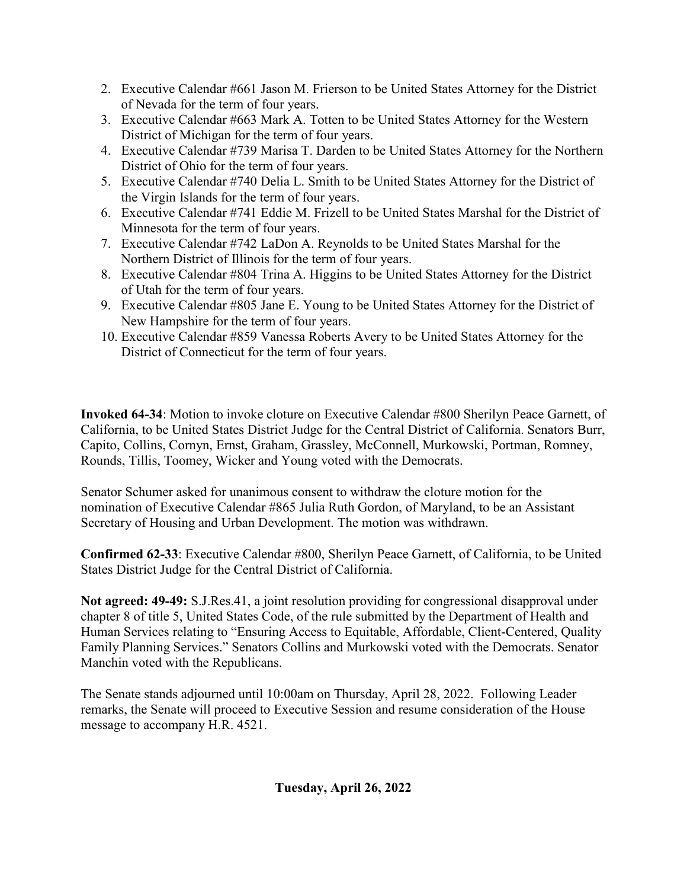2. Executive Calendar #661 Jason M. Frierson to be United States Attorney for the District of Nevada for the term of four years.
3. Executive Calendar #663 Mark A. Totten to be United States Attorney for the Western District of Michigan for the term of four years.
4. Executive Calendar #739 Marisa T. Darden to be United States Attorney for the Northern District of Ohio for the term of four years.
5. Executive Calendar #740 Delia L. Smith to be United States Attorney for the District of the Virgin Islands for the term of four years.
6. Executive Calendar #741 Eddie M. Frizell to be United States Marshal for the District of Minnesota for the term of four years.
7. Executive Calendar #742 LaDon A. Reynolds to be United States Marshal for the Northern District of Illinois for the term of four years.
8. Executive Calendar #804 Trina A. Higgins to be United States Attorney for the District of Utah for the term of four years.
9. Executive Calendar #805 Jane E. Young to be United States Attorney for the District of New Hampshire for the term of four years.
10. Executive Calendar #859 Vanessa Roberts Avery to be United States Attorney for the District of Connecticut for the term of four years.

**Invoked 64-34**: Motion to invoke cloture on Executive Calendar #800 Sherilyn Peace Garnett, of California, to be United States District Judge for the Central District of California. Senators Burr, Capito, Collins, Cornyn, Ernst, Graham, Grassley, McConnell, Murkowski, Portman, Romney, Rounds, Tillis, Toomey, Wicker and Young voted with the Democrats.

Senator Schumer asked for unanimous consent to withdraw the cloture motion for the nomination of Executive Calendar #865 Julia Ruth Gordon, of Maryland, to be an Assistant Secretary of Housing and Urban Development. The motion was withdrawn.

**Confirmed 62-33**: Executive Calendar #800, Sherilyn Peace Garnett, of California, to be United States District Judge for the Central District of California.

**Not agreed: 49-49:** S.J.Res.41, a joint resolution providing for congressional disapproval under chapter 8 of title 5, United States Code, of the rule submitted by the Department of Health and Human Services relating to "Ensuring Access to Equitable, Affordable, Client-Centered, Quality Family Planning Services." Senators Collins and Murkowski voted with the Democrats. Senator Manchin voted with the Republicans.

The Senate stands adjourned until 10:00am on Thursday, April 28, 2022. Following Leader remarks, the Senate will proceed to Executive Session and resume consideration of the House message to accompany H.R. 4521.

**Tuesday, April 26, 2022**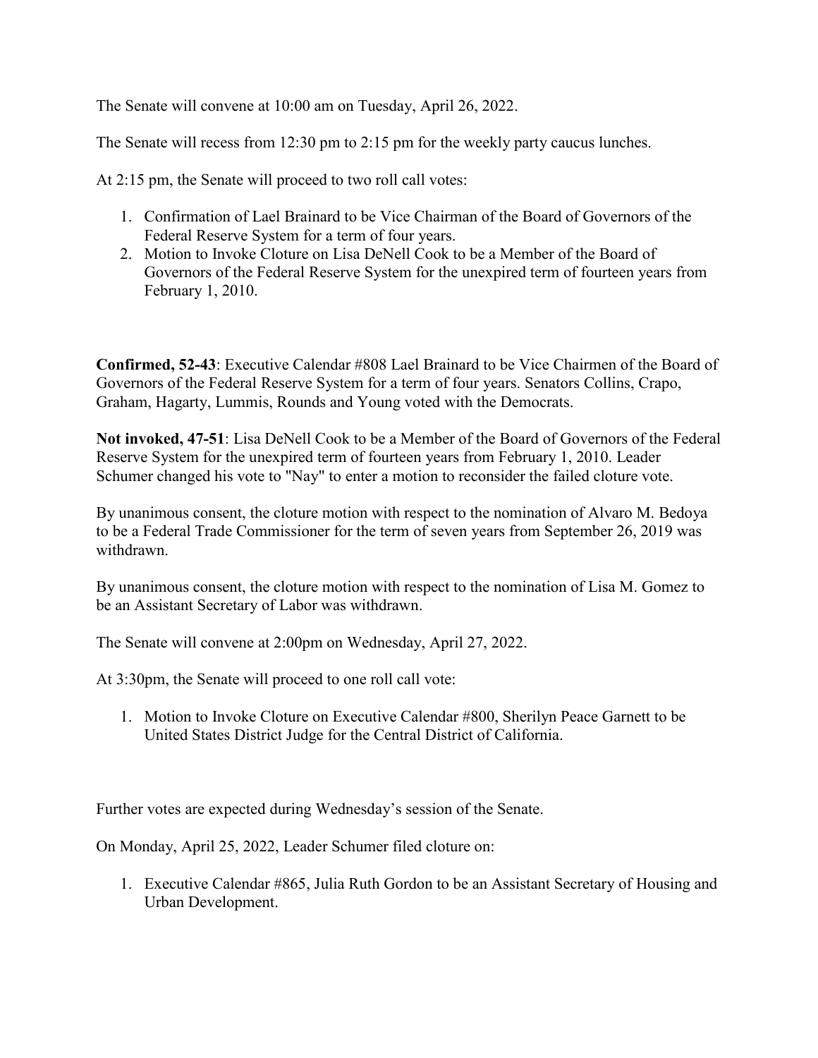The Senate will convene at 10:00 am on Tuesday, April 26, 2022.

The Senate will recess from 12:30 pm to 2:15 pm for the weekly party caucus lunches.

At 2:15 pm, the Senate will proceed to two roll call votes:

1. Confirmation of Lael Brainard to be Vice Chairman of the Board of Governors of the Federal Reserve System for a term of four years.
2. Motion to Invoke Cloture on Lisa DeNell Cook to be a Member of the Board of Governors of the Federal Reserve System for the unexpired term of fourteen years from February 1, 2010.

**Confirmed, 52-43**: Executive Calendar #808 Lael Brainard to be Vice Chairmen of the Board of Governors of the Federal Reserve System for a term of four years. Senators Collins, Crapo, Graham, Hagarty, Lummis, Rounds and Young voted with the Democrats.

**Not invoked, 47-51**: Lisa DeNell Cook to be a Member of the Board of Governors of the Federal Reserve System for the unexpired term of fourteen years from February 1, 2010. Leader Schumer changed his vote to "Nay" to enter a motion to reconsider the failed cloture vote.

By unanimous consent, the cloture motion with respect to the nomination of Alvaro M. Bedoya to be a Federal Trade Commissioner for the term of seven years from September 26, 2019 was withdrawn.

By unanimous consent, the cloture motion with respect to the nomination of Lisa M. Gomez to be an Assistant Secretary of Labor was withdrawn.

The Senate will convene at 2:00pm on Wednesday, April 27, 2022.

At 3:30pm, the Senate will proceed to one roll call vote:

1. Motion to Invoke Cloture on Executive Calendar #800, Sherilyn Peace Garnett to be United States District Judge for the Central District of California.

Further votes are expected during Wednesday's session of the Senate.

On Monday, April 25, 2022, Leader Schumer filed cloture on:

1. Executive Calendar #865, Julia Ruth Gordon to be an Assistant Secretary of Housing and Urban Development.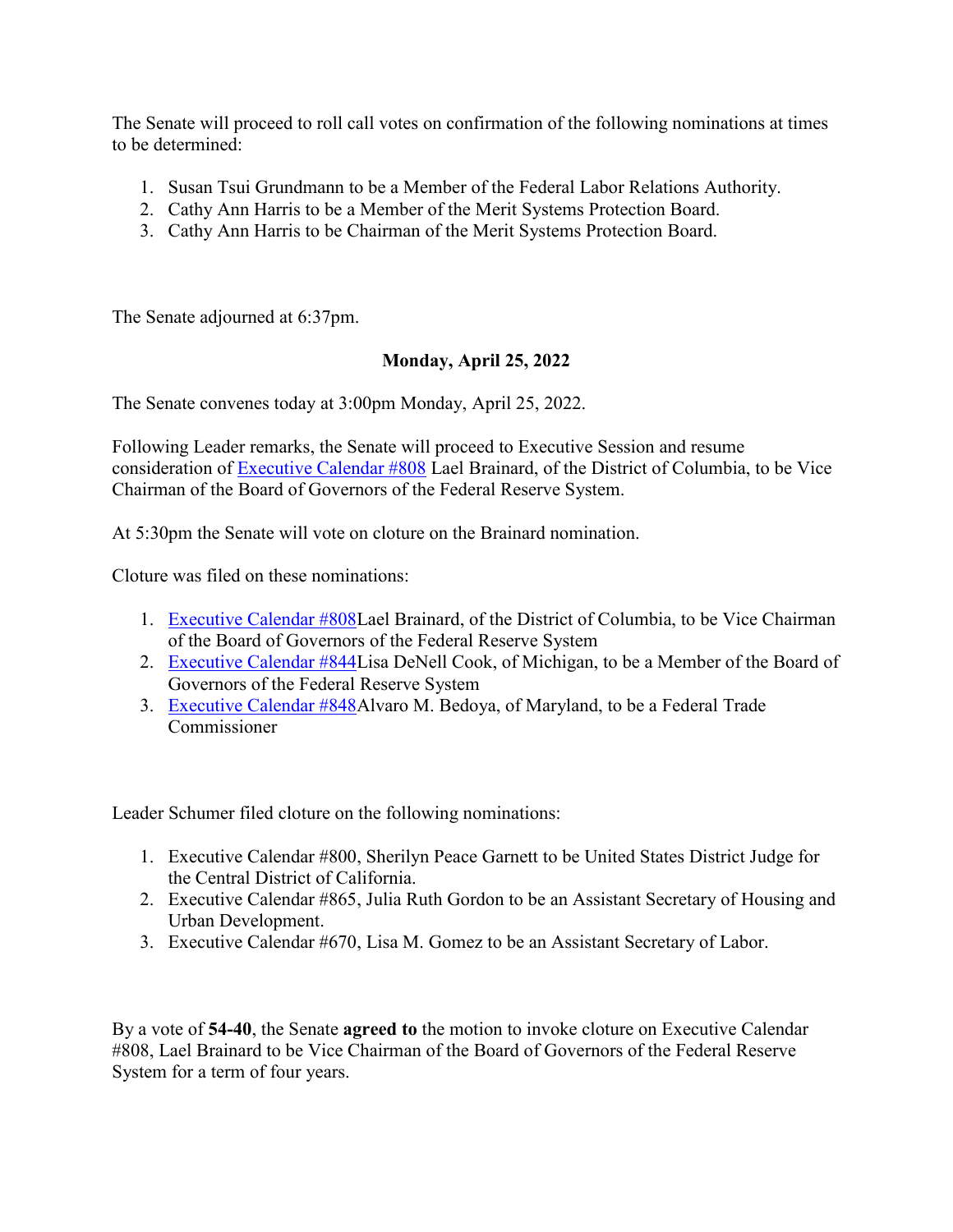The Senate will proceed to roll call votes on confirmation of the following nominations at times to be determined:

1. Susan Tsui Grundmann to be a Member of the Federal Labor Relations Authority.
2. Cathy Ann Harris to be a Member of the Merit Systems Protection Board.
3. Cathy Ann Harris to be Chairman of the Merit Systems Protection Board.

The Senate adjourned at 6:37pm.

**Monday, April 25, 2022**

The Senate convenes today at 3:00pm Monday, April 25, 2022.

Following Leader remarks, the Senate will proceed to Executive Session and resume consideration of Executive Calendar #808 Lael Brainard, of the District of Columbia, to be Vice Chairman of the Board of Governors of the Federal Reserve System.

At 5:30pm the Senate will vote on cloture on the Brainard nomination.

Cloture was filed on these nominations:

1. Executive Calendar #808Lael Brainard, of the District of Columbia, to be Vice Chairman of the Board of Governors of the Federal Reserve System
2. Executive Calendar #844Lisa DeNell Cook, of Michigan, to be a Member of the Board of Governors of the Federal Reserve System
3. Executive Calendar #848Alvaro M. Bedoya, of Maryland, to be a Federal Trade Commissioner

Leader Schumer filed cloture on the following nominations:

1. Executive Calendar #800, Sherilyn Peace Garnett to be United States District Judge for the Central District of California.
2. Executive Calendar #865, Julia Ruth Gordon to be an Assistant Secretary of Housing and Urban Development.
3. Executive Calendar #670, Lisa M. Gomez to be an Assistant Secretary of Labor.

By a vote of **54-40**, the Senate **agreed to** the motion to invoke cloture on Executive Calendar #808, Lael Brainard to be Vice Chairman of the Board of Governors of the Federal Reserve System for a term of four years.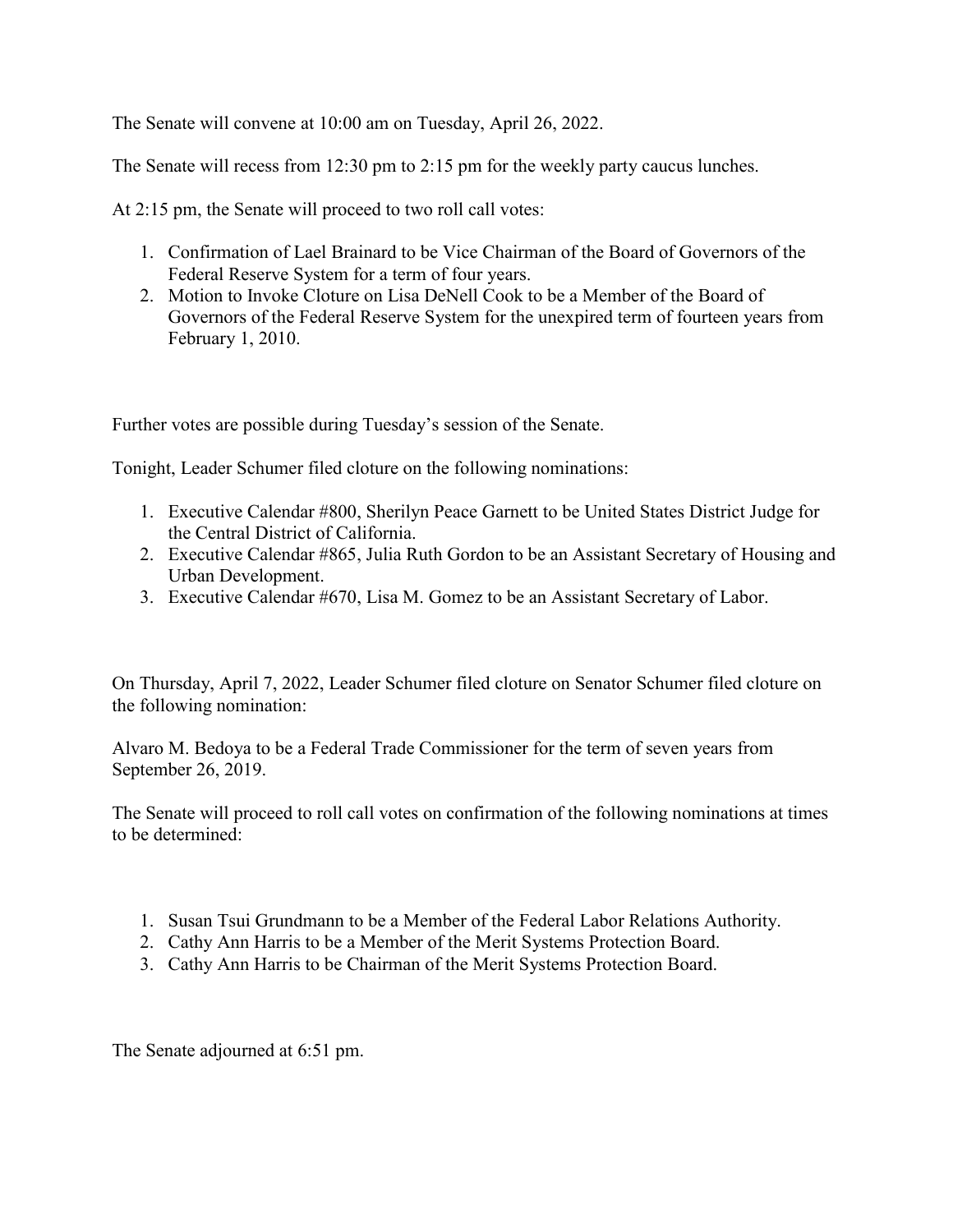The Senate will convene at 10:00 am on Tuesday, April 26, 2022.

The Senate will recess from 12:30 pm to 2:15 pm for the weekly party caucus lunches.

At 2:15 pm, the Senate will proceed to two roll call votes:

1. Confirmation of Lael Brainard to be Vice Chairman of the Board of Governors of the Federal Reserve System for a term of four years.
2. Motion to Invoke Cloture on Lisa DeNell Cook to be a Member of the Board of Governors of the Federal Reserve System for the unexpired term of fourteen years from February 1, 2010.

Further votes are possible during Tuesday's session of the Senate.

Tonight, Leader Schumer filed cloture on the following nominations:

1. Executive Calendar #800, Sherilyn Peace Garnett to be United States District Judge for the Central District of California.
2. Executive Calendar #865, Julia Ruth Gordon to be an Assistant Secretary of Housing and Urban Development.
3. Executive Calendar #670, Lisa M. Gomez to be an Assistant Secretary of Labor.

On Thursday, April 7, 2022, Leader Schumer filed cloture on Senator Schumer filed cloture on the following nomination:

Alvaro M. Bedoya to be a Federal Trade Commissioner for the term of seven years from September 26, 2019.

The Senate will proceed to roll call votes on confirmation of the following nominations at times to be determined:

1. Susan Tsui Grundmann to be a Member of the Federal Labor Relations Authority.
2. Cathy Ann Harris to be a Member of the Merit Systems Protection Board.
3. Cathy Ann Harris to be Chairman of the Merit Systems Protection Board.

The Senate adjourned at 6:51 pm.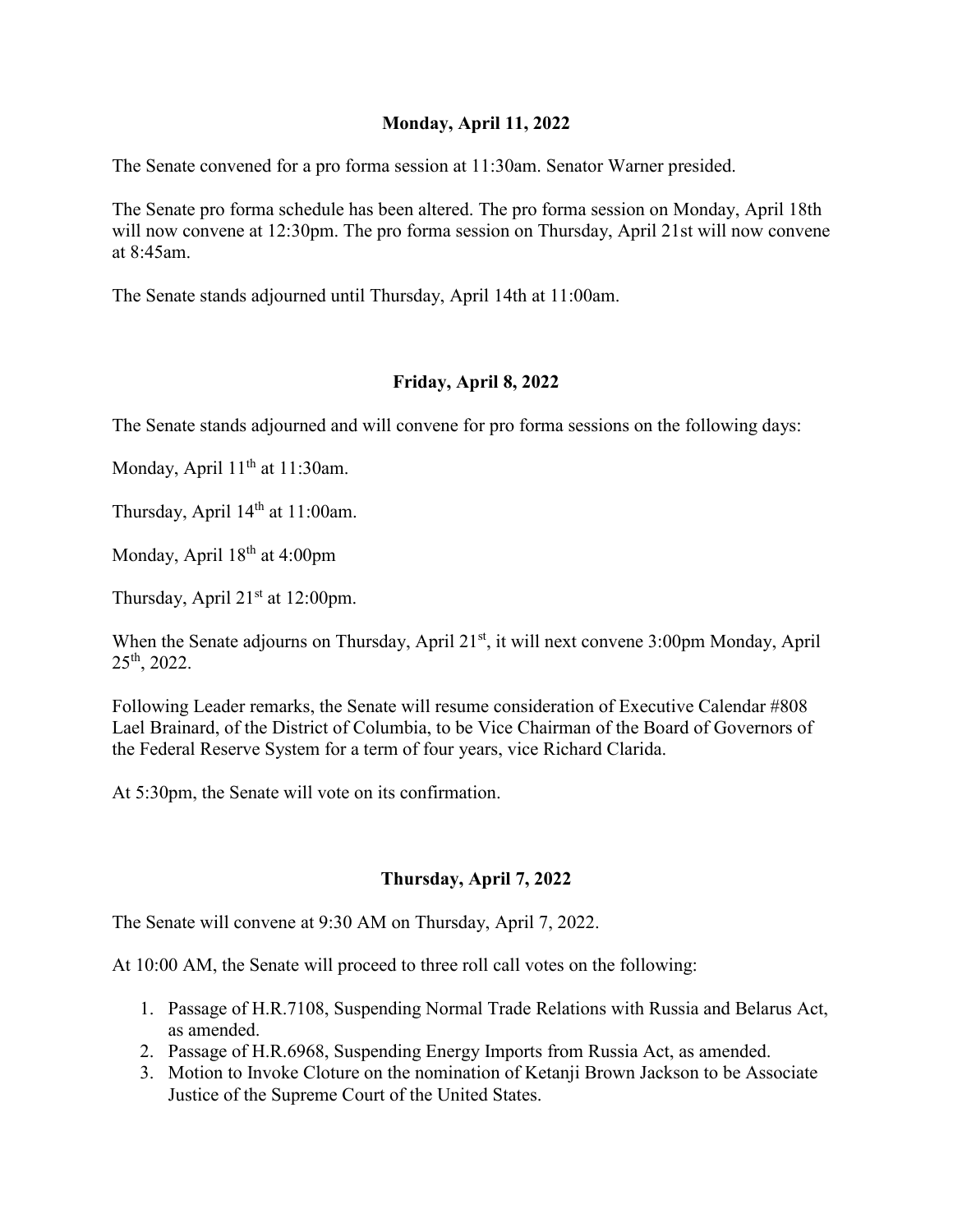**Monday, April 11, 2022**

The Senate convened for a pro forma session at 11:30am. Senator Warner presided.

The Senate pro forma schedule has been altered. The pro forma session on Monday, April 18th will now convene at 12:30pm. The pro forma session on Thursday, April 21st will now convene at 8:45am.

The Senate stands adjourned until Thursday, April 14th at 11:00am.

**Friday, April 8, 2022**

The Senate stands adjourned and will convene for pro forma sessions on the following days:

Monday, April 11th at 11:30am.

Thursday, April 14th at 11:00am.

Monday, April 18th at 4:00pm

Thursday, April 21st at 12:00pm.

When the Senate adjourns on Thursday, April 21st, it will next convene 3:00pm Monday, April 25th, 2022.

Following Leader remarks, the Senate will resume consideration of Executive Calendar #808 Lael Brainard, of the District of Columbia, to be Vice Chairman of the Board of Governors of the Federal Reserve System for a term of four years, vice Richard Clarida.

At 5:30pm, the Senate will vote on its confirmation.

**Thursday, April 7, 2022**

The Senate will convene at 9:30 AM on Thursday, April 7, 2022.

At 10:00 AM, the Senate will proceed to three roll call votes on the following:

1. Passage of H.R.7108, Suspending Normal Trade Relations with Russia and Belarus Act, as amended.
2. Passage of H.R.6968, Suspending Energy Imports from Russia Act, as amended.
3. Motion to Invoke Cloture on the nomination of Ketanji Brown Jackson to be Associate Justice of the Supreme Court of the United States.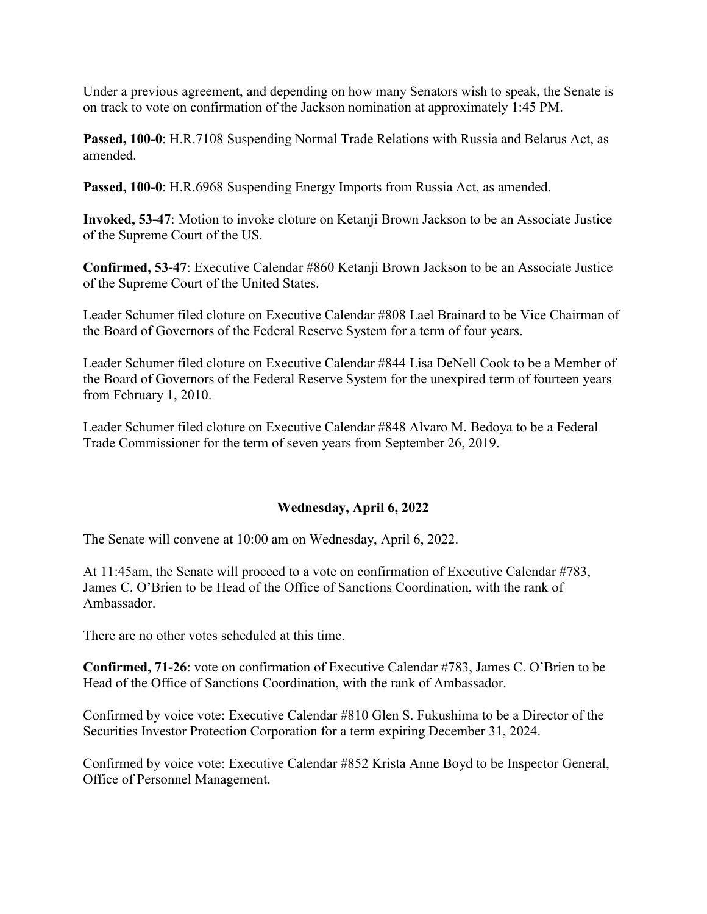Under a previous agreement, and depending on how many Senators wish to speak, the Senate is on track to vote on confirmation of the Jackson nomination at approximately 1:45 PM.

**Passed, 100-0**: H.R.7108 Suspending Normal Trade Relations with Russia and Belarus Act, as amended.

**Passed, 100-0**: H.R.6968 Suspending Energy Imports from Russia Act, as amended.

**Invoked, 53-47**: Motion to invoke cloture on Ketanji Brown Jackson to be an Associate Justice of the Supreme Court of the US.

**Confirmed, 53-47**: Executive Calendar #860 Ketanji Brown Jackson to be an Associate Justice of the Supreme Court of the United States.

Leader Schumer filed cloture on Executive Calendar #808 Lael Brainard to be Vice Chairman of the Board of Governors of the Federal Reserve System for a term of four years.

Leader Schumer filed cloture on Executive Calendar #844 Lisa DeNell Cook to be a Member of the Board of Governors of the Federal Reserve System for the unexpired term of fourteen years from February 1, 2010.

Leader Schumer filed cloture on Executive Calendar #848 Alvaro M. Bedoya to be a Federal Trade Commissioner for the term of seven years from September 26, 2019.

## Wednesday, April 6, 2022

The Senate will convene at 10:00 am on Wednesday, April 6, 2022.

At 11:45am, the Senate will proceed to a vote on confirmation of Executive Calendar #783, James C. O'Brien to be Head of the Office of Sanctions Coordination, with the rank of Ambassador.

There are no other votes scheduled at this time.

**Confirmed, 71-26**: vote on confirmation of Executive Calendar #783, James C. O'Brien to be Head of the Office of Sanctions Coordination, with the rank of Ambassador.

Confirmed by voice vote: Executive Calendar #810 Glen S. Fukushima to be a Director of the Securities Investor Protection Corporation for a term expiring December 31, 2024.

Confirmed by voice vote: Executive Calendar #852 Krista Anne Boyd to be Inspector General, Office of Personnel Management.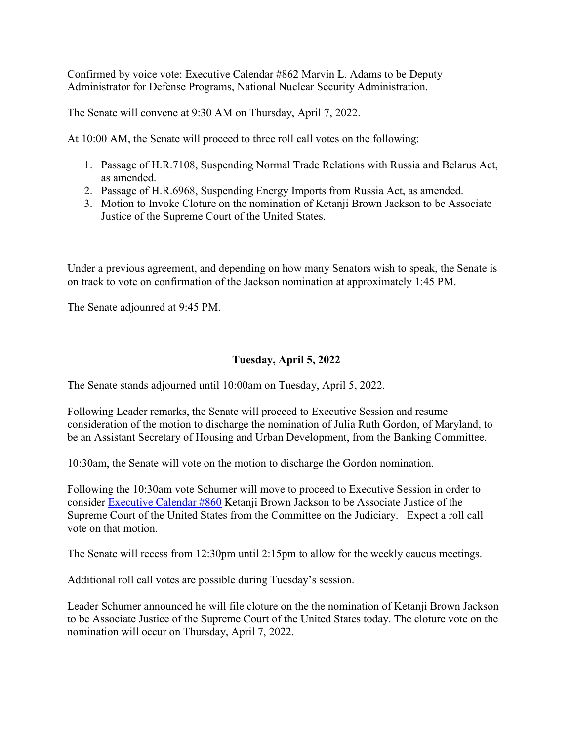Confirmed by voice vote: Executive Calendar #862 Marvin L. Adams to be Deputy Administrator for Defense Programs, National Nuclear Security Administration.

The Senate will convene at 9:30 AM on Thursday, April 7, 2022.

At 10:00 AM, the Senate will proceed to three roll call votes on the following:

1. Passage of H.R.7108, Suspending Normal Trade Relations with Russia and Belarus Act, as amended.
2. Passage of H.R.6968, Suspending Energy Imports from Russia Act, as amended.
3. Motion to Invoke Cloture on the nomination of Ketanji Brown Jackson to be Associate Justice of the Supreme Court of the United States.

Under a previous agreement, and depending on how many Senators wish to speak, the Senate is on track to vote on confirmation of the Jackson nomination at approximately 1:45 PM.

The Senate adjounred at 9:45 PM.

## Tuesday, April 5, 2022

The Senate stands adjourned until 10:00am on Tuesday, April 5, 2022.

Following Leader remarks, the Senate will proceed to Executive Session and resume consideration of the motion to discharge the nomination of Julia Ruth Gordon, of Maryland, to be an Assistant Secretary of Housing and Urban Development, from the Banking Committee.

10:30am, the Senate will vote on the motion to discharge the Gordon nomination.

Following the 10:30am vote Schumer will move to proceed to Executive Session in order to consider Executive Calendar #860 Ketanji Brown Jackson to be Associate Justice of the Supreme Court of the United States from the Committee on the Judiciary. Expect a roll call vote on that motion.

The Senate will recess from 12:30pm until 2:15pm to allow for the weekly caucus meetings.

Additional roll call votes are possible during Tuesday's session.

Leader Schumer announced he will file cloture on the the nomination of Ketanji Brown Jackson to be Associate Justice of the Supreme Court of the United States today. The cloture vote on the nomination will occur on Thursday, April 7, 2022.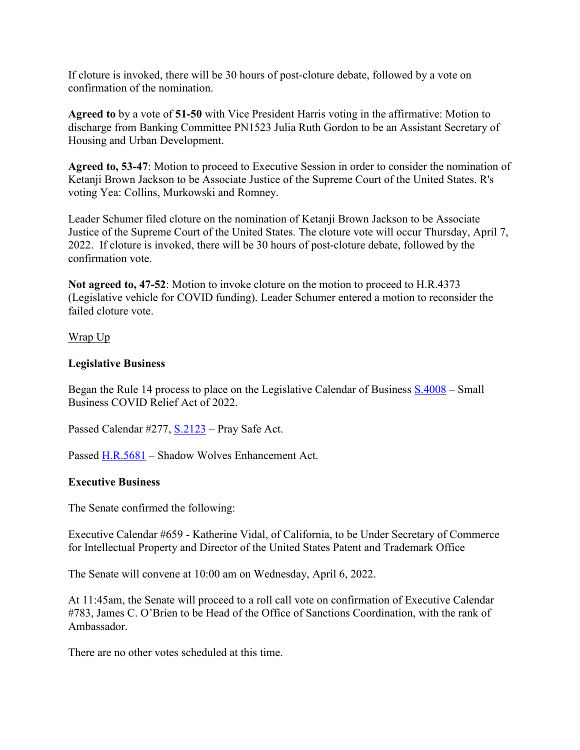If cloture is invoked, there will be 30 hours of post-cloture debate, followed by a vote on confirmation of the nomination.

**Agreed to** by a vote of **51-50** with Vice President Harris voting in the affirmative: Motion to discharge from Banking Committee PN1523 Julia Ruth Gordon to be an Assistant Secretary of Housing and Urban Development.

**Agreed to, 53-47**: Motion to proceed to Executive Session in order to consider the nomination of Ketanji Brown Jackson to be Associate Justice of the Supreme Court of the United States. R's voting Yea: Collins, Murkowski and Romney.

Leader Schumer filed cloture on the nomination of Ketanji Brown Jackson to be Associate Justice of the Supreme Court of the United States. The cloture vote will occur Thursday, April 7, 2022. If cloture is invoked, there will be 30 hours of post-cloture debate, followed by the confirmation vote.

**Not agreed to, 47-52**: Motion to invoke cloture on the motion to proceed to H.R.4373 (Legislative vehicle for COVID funding). Leader Schumer entered a motion to reconsider the failed cloture vote.

Wrap Up

**Legislative Business**

Began the Rule 14 process to place on the Legislative Calendar of Business S.4008 – Small Business COVID Relief Act of 2022.

Passed Calendar #277, S.2123 – Pray Safe Act.

Passed H.R.5681 – Shadow Wolves Enhancement Act.

**Executive Business**

The Senate confirmed the following:

Executive Calendar #659 - Katherine Vidal, of California, to be Under Secretary of Commerce for Intellectual Property and Director of the United States Patent and Trademark Office

The Senate will convene at 10:00 am on Wednesday, April 6, 2022.

At 11:45am, the Senate will proceed to a roll call vote on confirmation of Executive Calendar #783, James C. O'Brien to be Head of the Office of Sanctions Coordination, with the rank of Ambassador.

There are no other votes scheduled at this time.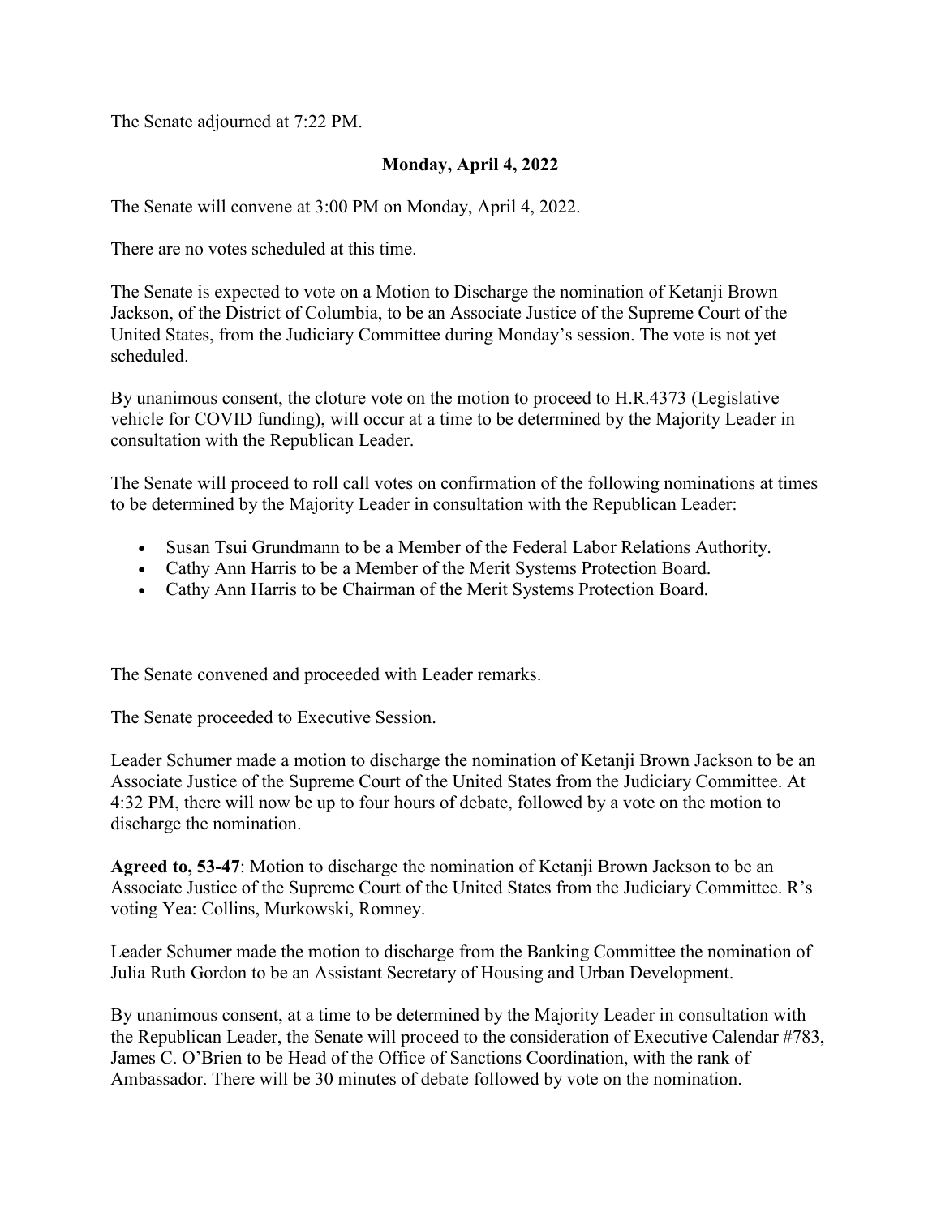The Senate adjourned at 7:22 PM.

## Monday, April 4, 2022

The Senate will convene at 3:00 PM on Monday, April 4, 2022.

There are no votes scheduled at this time.

The Senate is expected to vote on a Motion to Discharge the nomination of Ketanji Brown Jackson, of the District of Columbia, to be an Associate Justice of the Supreme Court of the United States, from the Judiciary Committee during Monday's session. The vote is not yet scheduled.

By unanimous consent, the cloture vote on the motion to proceed to H.R.4373 (Legislative vehicle for COVID funding), will occur at a time to be determined by the Majority Leader in consultation with the Republican Leader.

The Senate will proceed to roll call votes on confirmation of the following nominations at times to be determined by the Majority Leader in consultation with the Republican Leader:

- Susan Tsui Grundmann to be a Member of the Federal Labor Relations Authority.
- Cathy Ann Harris to be a Member of the Merit Systems Protection Board.
- Cathy Ann Harris to be Chairman of the Merit Systems Protection Board.

The Senate convened and proceeded with Leader remarks.

The Senate proceeded to Executive Session.

Leader Schumer made a motion to discharge the nomination of Ketanji Brown Jackson to be an Associate Justice of the Supreme Court of the United States from the Judiciary Committee. At 4:32 PM, there will now be up to four hours of debate, followed by a vote on the motion to discharge the nomination.

**Agreed to, 53-47**: Motion to discharge the nomination of Ketanji Brown Jackson to be an Associate Justice of the Supreme Court of the United States from the Judiciary Committee. R's voting Yea: Collins, Murkowski, Romney.

Leader Schumer made the motion to discharge from the Banking Committee the nomination of Julia Ruth Gordon to be an Assistant Secretary of Housing and Urban Development.

By unanimous consent, at a time to be determined by the Majority Leader in consultation with the Republican Leader, the Senate will proceed to the consideration of Executive Calendar #783, James C. O'Brien to be Head of the Office of Sanctions Coordination, with the rank of Ambassador. There will be 30 minutes of debate followed by vote on the nomination.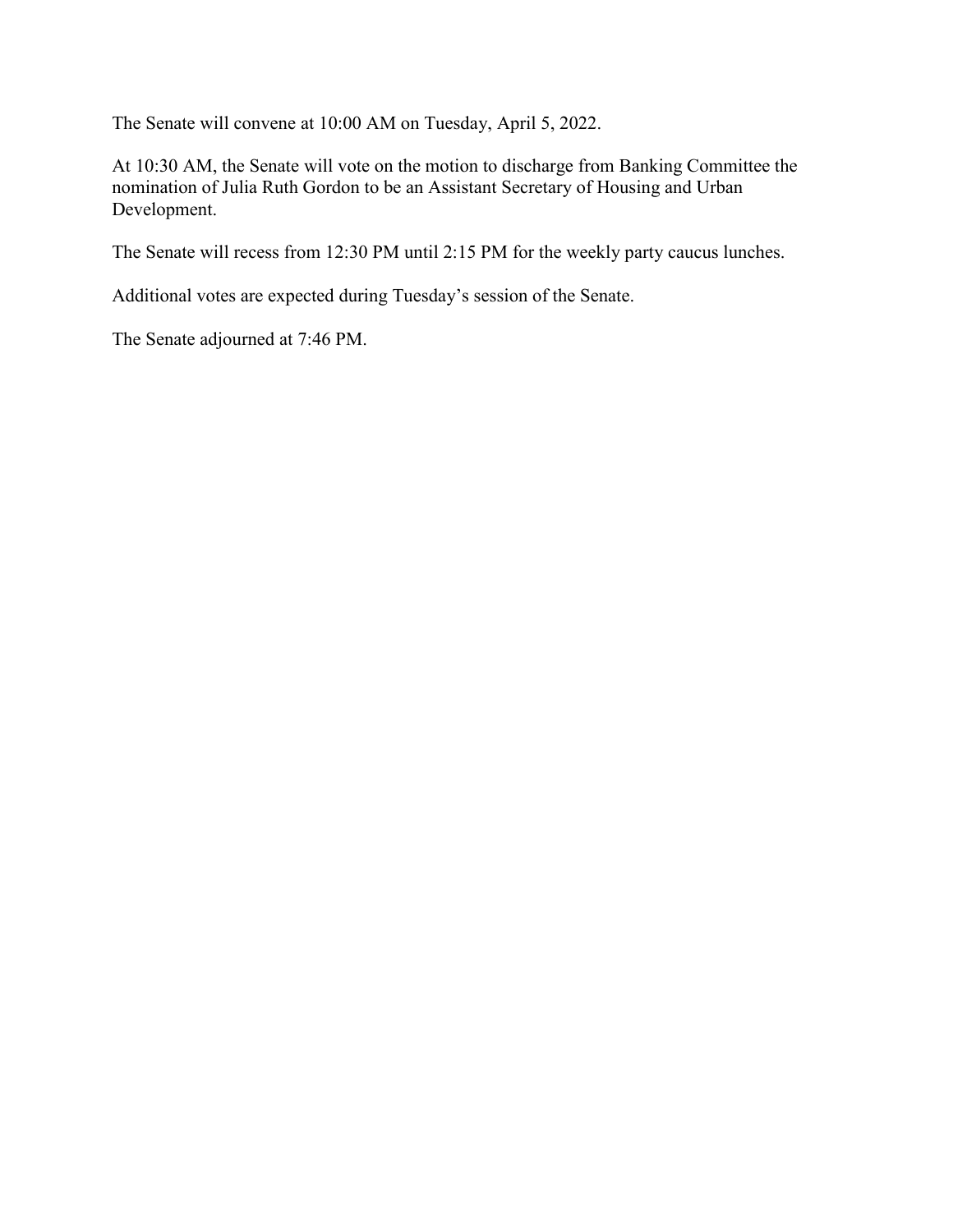The Senate will convene at 10:00 AM on Tuesday, April 5, 2022.

At 10:30 AM, the Senate will vote on the motion to discharge from Banking Committee the nomination of Julia Ruth Gordon to be an Assistant Secretary of Housing and Urban Development.

The Senate will recess from 12:30 PM until 2:15 PM for the weekly party caucus lunches.

Additional votes are expected during Tuesday's session of the Senate.

The Senate adjourned at 7:46 PM.